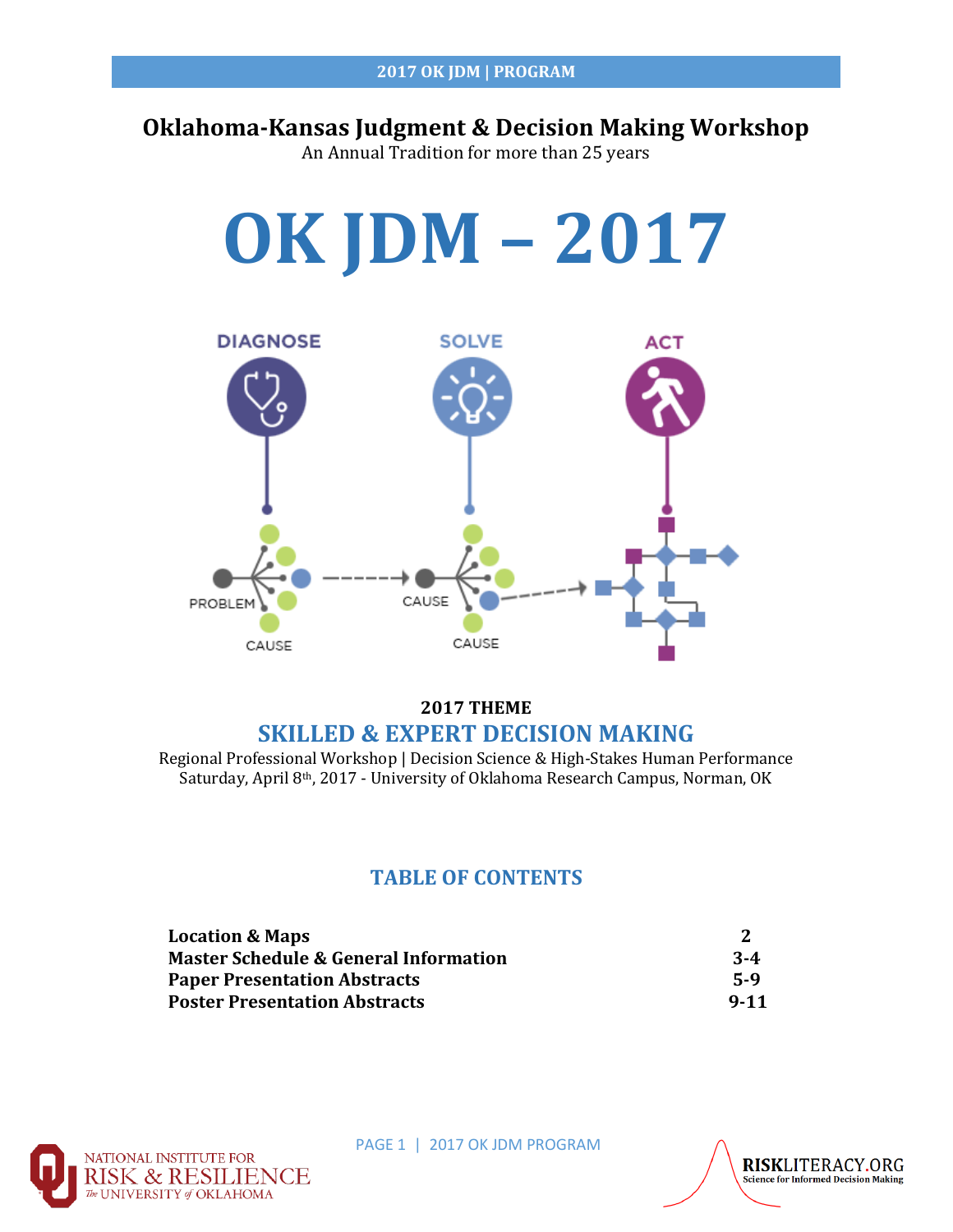# Oklahoma-Kansas Judgment & Decision Making Workshop

An Annual Tradition for more than 25 years

# OK JDM – 2017

DIAGNOSE | SOLVE | ACT

PROBLEM | CAUSE | CAUSE | CAUSE

**2017 THEME**

## SKILLED & EXPERT DECISION MAKING

Regional Professional Workshop | Decision Science & High-Stakes Human Performance

Saturday, April 8th, 2017 - University of Oklahoma Research Campus, Norman, OK

## TABLE OF CONTENTS

| | |
|---|---|
| **Location & Maps** | **2** |
| **Master Schedule & General Information** | **3-4** |
| **Paper Presentation Abstracts** | **5-9** |
| **Poster Presentation Abstracts** | **9-11** |

NATIONAL INSTITUTE FOR RISK & RESILIENCE — The UNIVERSITY of OKLAHOMA

RISKLITERACY.ORG — Science for Informed Decision Making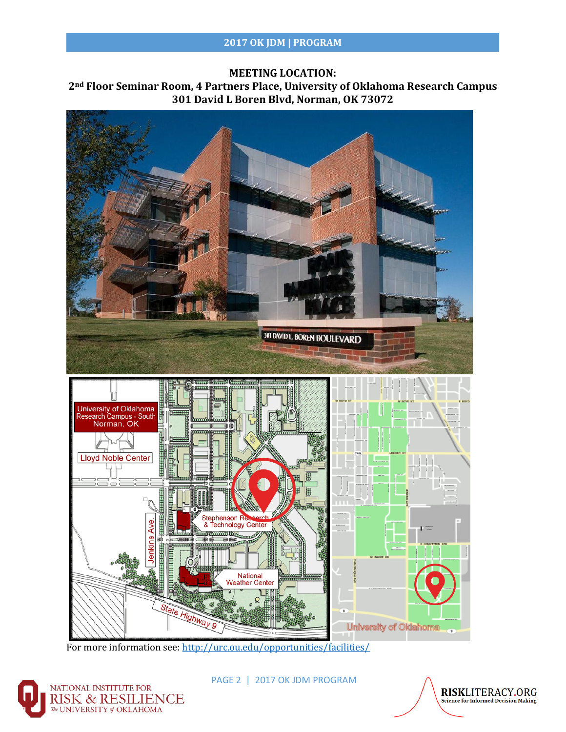**MEETING LOCATION:**
**2nd Floor Seminar Room, 4 Partners Place, University of Oklahoma Research Campus**
**301 David L Boren Blvd, Norman, OK 73072**

For more information see: http://urc.ou.edu/opportunities/facilities/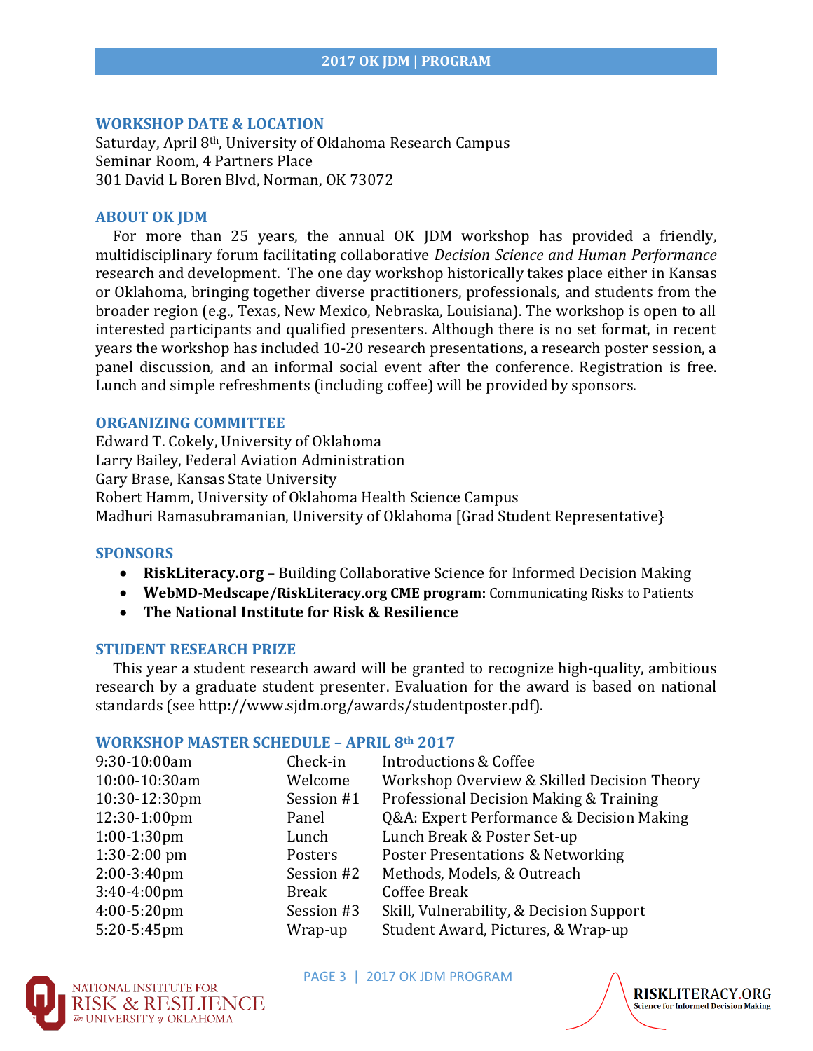## WORKSHOP DATE & LOCATION

Saturday, April 8th, University of Oklahoma Research Campus
Seminar Room, 4 Partners Place
301 David L Boren Blvd, Norman, OK 73072

## ABOUT OK JDM

For more than 25 years, the annual OK JDM workshop has provided a friendly, multidisciplinary forum facilitating collaborative *Decision Science and Human Performance* research and development. The one day workshop historically takes place either in Kansas or Oklahoma, bringing together diverse practitioners, professionals, and students from the broader region (e.g., Texas, New Mexico, Nebraska, Louisiana). The workshop is open to all interested participants and qualified presenters. Although there is no set format, in recent years the workshop has included 10-20 research presentations, a research poster session, a panel discussion, and an informal social event after the conference. Registration is free. Lunch and simple refreshments (including coffee) will be provided by sponsors.

## ORGANIZING COMMITTEE

Edward T. Cokely, University of Oklahoma
Larry Bailey, Federal Aviation Administration
Gary Brase, Kansas State University
Robert Hamm, University of Oklahoma Health Science Campus
Madhuri Ramasubramanian, University of Oklahoma [Grad Student Representative}

## SPONSORS

- **RiskLiteracy.org** – Building Collaborative Science for Informed Decision Making
- **WebMD-Medscape/RiskLiteracy.org CME program:** Communicating Risks to Patients
- **The National Institute for Risk & Resilience**

## STUDENT RESEARCH PRIZE

This year a student research award will be granted to recognize high-quality, ambitious research by a graduate student presenter. Evaluation for the award is based on national standards (see http://www.sjdm.org/awards/studentposter.pdf).

## WORKSHOP MASTER SCHEDULE – APRIL 8th 2017

| Time | Event | Description |
|---|---|---|
| 9:30-10:00am | Check-in | Introductions & Coffee |
| 10:00-10:30am | Welcome | Workshop Overview & Skilled Decision Theory |
| 10:30-12:30pm | Session #1 | Professional Decision Making & Training |
| 12:30-1:00pm | Panel | Q&A: Expert Performance & Decision Making |
| 1:00-1:30pm | Lunch | Lunch Break & Poster Set-up |
| 1:30-2:00 pm | Posters | Poster Presentations & Networking |
| 2:00-3:40pm | Session #2 | Methods, Models, & Outreach |
| 3:40-4:00pm | Break | Coffee Break |
| 4:00-5:20pm | Session #3 | Skill, Vulnerability, & Decision Support |
| 5:20-5:45pm | Wrap-up | Student Award, Pictures, & Wrap-up |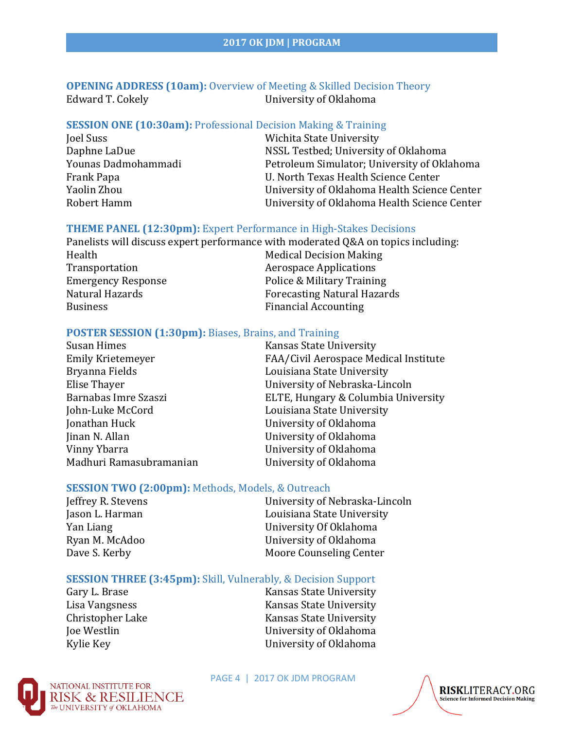**OPENING ADDRESS (10am):** Overview of Meeting & Skilled Decision Theory

| | |
|---|---|
| Edward T. Cokely | University of Oklahoma |

**SESSION ONE (10:30am):** Professional Decision Making & Training

| | |
|---|---|
| Joel Suss | Wichita State University |
| Daphne LaDue | NSSL Testbed; University of Oklahoma |
| Younas Dadmohammadi | Petroleum Simulator; University of Oklahoma |
| Frank Papa | U. North Texas Health Science Center |
| Yaolin Zhou | University of Oklahoma Health Science Center |
| Robert Hamm | University of Oklahoma Health Science Center |

**THEME PANEL (12:30pm):** Expert Performance in High-Stakes Decisions

Panelists will discuss expert performance with moderated Q&A on topics including:

| | |
|---|---|
| Health | Medical Decision Making |
| Transportation | Aerospace Applications |
| Emergency Response | Police & Military Training |
| Natural Hazards | Forecasting Natural Hazards |
| Business | Financial Accounting |

**POSTER SESSION (1:30pm):** Biases, Brains, and Training

| | |
|---|---|
| Susan Himes | Kansas State University |
| Emily Krietemeyer | FAA/Civil Aerospace Medical Institute |
| Bryanna Fields | Louisiana State University |
| Elise Thayer | University of Nebraska-Lincoln |
| Barnabas Imre Szaszi | ELTE, Hungary & Columbia University |
| John-Luke McCord | Louisiana State University |
| Jonathan Huck | University of Oklahoma |
| Jinan N. Allan | University of Oklahoma |
| Vinny Ybarra | University of Oklahoma |
| Madhuri Ramasubramanian | University of Oklahoma |

**SESSION TWO (2:00pm):** Methods, Models, & Outreach

| | |
|---|---|
| Jeffrey R. Stevens | University of Nebraska-Lincoln |
| Jason L. Harman | Louisiana State University |
| Yan Liang | University Of Oklahoma |
| Ryan M. McAdoo | University of Oklahoma |
| Dave S. Kerby | Moore Counseling Center |

**SESSION THREE (3:45pm):** Skill, Vulnerably, & Decision Support

| | |
|---|---|
| Gary L. Brase | Kansas State University |
| Lisa Vangsness | Kansas State University |
| Christopher Lake | Kansas State University |
| Joe Westlin | University of Oklahoma |
| Kylie Key | University of Oklahoma |

NATIONAL INSTITUTE FOR RISK & RESILIENCE
The UNIVERSITY of OKLAHOMA

RISKLITERACY.ORG
Science for Informed Decision Making